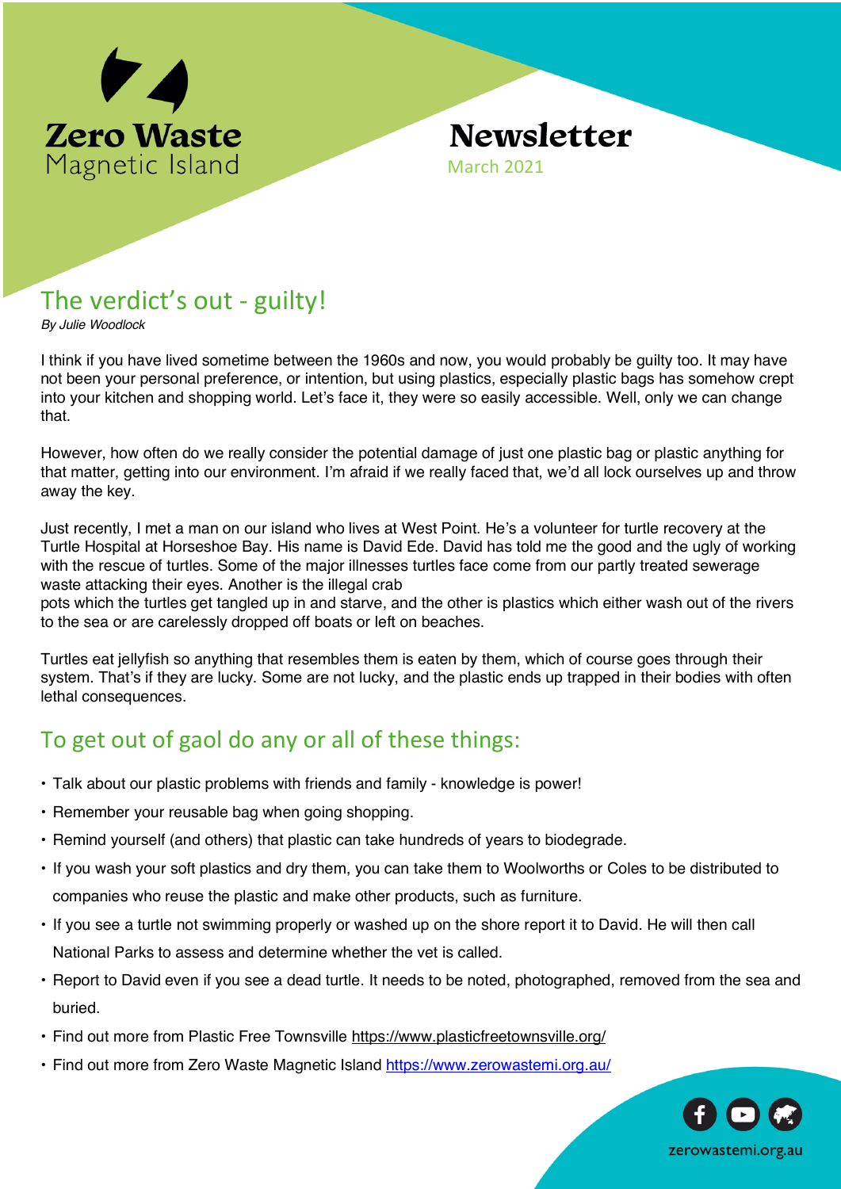# Zero Waste Magnetic Island

# Newsletter

March 2021

## The verdict's out - guilty!

*By Julie Woodlock*

I think if you have lived sometime between the 1960s and now, you would probably be guilty too. It may have not been your personal preference, or intention, but using plastics, especially plastic bags has somehow crept into your kitchen and shopping world. Let's face it, they were so easily accessible. Well, only we can change that.

However, how often do we really consider the potential damage of just one plastic bag or plastic anything for that matter, getting into our environment. I'm afraid if we really faced that, we'd all lock ourselves up and throw away the key.

Just recently, I met a man on our island who lives at West Point. He's a volunteer for turtle recovery at the Turtle Hospital at Horseshoe Bay. His name is David Ede. David has told me the good and the ugly of working with the rescue of turtles. Some of the major illnesses turtles face come from our partly treated sewerage waste attacking their eyes. Another is the illegal crab pots which the turtles get tangled up in and starve, and the other is plastics which either wash out of the rivers to the sea or are carelessly dropped off boats or left on beaches.

Turtles eat jellyfish so anything that resembles them is eaten by them, which of course goes through their system. That's if they are lucky. Some are not lucky, and the plastic ends up trapped in their bodies with often lethal consequences.

## To get out of gaol do any or all of these things:

- Talk about our plastic problems with friends and family - knowledge is power!
- Remember your reusable bag when going shopping.
- Remind yourself (and others) that plastic can take hundreds of years to biodegrade.
- If you wash your soft plastics and dry them, you can take them to Woolworths or Coles to be distributed to companies who reuse the plastic and make other products, such as furniture.
- If you see a turtle not swimming properly or washed up on the shore report it to David. He will then call National Parks to assess and determine whether the vet is called.
- Report to David even if you see a dead turtle. It needs to be noted, photographed, removed from the sea and buried.
- Find out more from Plastic Free Townsville https://www.plasticfreetownsville.org/
- Find out more from Zero Waste Magnetic Island https://www.zerowastemi.org.au/

zerowastemi.org.au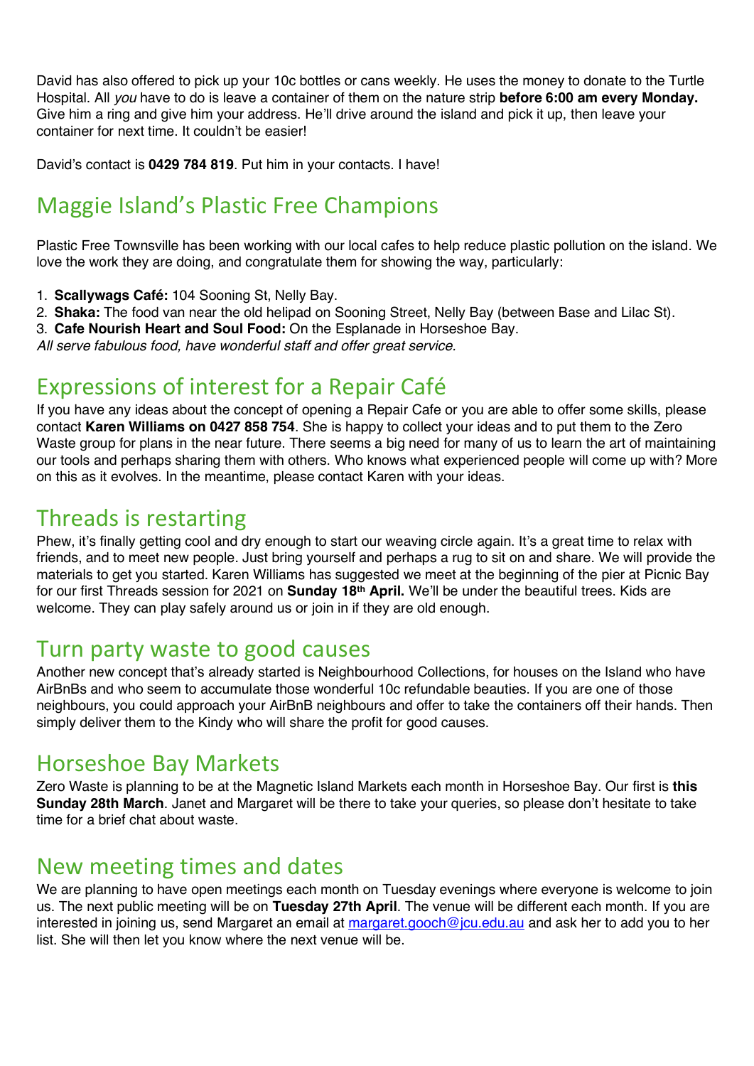David has also offered to pick up your 10c bottles or cans weekly. He uses the money to donate to the Turtle Hospital. All *you* have to do is leave a container of them on the nature strip **before 6:00 am every Monday.** Give him a ring and give him your address. He'll drive around the island and pick it up, then leave your container for next time. It couldn't be easier!

David's contact is **0429 784 819**. Put him in your contacts. I have!

## Maggie Island's Plastic Free Champions

Plastic Free Townsville has been working with our local cafes to help reduce plastic pollution on the island. We love the work they are doing, and congratulate them for showing the way, particularly:

1. **Scallywags Café:** 104 Sooning St, Nelly Bay.
2. **Shaka:** The food van near the old helipad on Sooning Street, Nelly Bay (between Base and Lilac St).
3. **Cafe Nourish Heart and Soul Food:** On the Esplanade in Horseshoe Bay.

*All serve fabulous food, have wonderful staff and offer great service.*

## Expressions of interest for a Repair Café

If you have any ideas about the concept of opening a Repair Cafe or you are able to offer some skills, please contact **Karen Williams on 0427 858 754**. She is happy to collect your ideas and to put them to the Zero Waste group for plans in the near future. There seems a big need for many of us to learn the art of maintaining our tools and perhaps sharing them with others. Who knows what experienced people will come up with? More on this as it evolves. In the meantime, please contact Karen with your ideas.

## Threads is restarting

Phew, it's finally getting cool and dry enough to start our weaving circle again. It's a great time to relax with friends, and to meet new people. Just bring yourself and perhaps a rug to sit on and share. We will provide the materials to get you started. Karen Williams has suggested we meet at the beginning of the pier at Picnic Bay for our first Threads session for 2021 on **Sunday 18th April.** We'll be under the beautiful trees. Kids are welcome. They can play safely around us or join in if they are old enough.

## Turn party waste to good causes

Another new concept that's already started is Neighbourhood Collections, for houses on the Island who have AirBnBs and who seem to accumulate those wonderful 10c refundable beauties. If you are one of those neighbours, you could approach your AirBnB neighbours and offer to take the containers off their hands. Then simply deliver them to the Kindy who will share the profit for good causes.

## Horseshoe Bay Markets

Zero Waste is planning to be at the Magnetic Island Markets each month in Horseshoe Bay. Our first is **this Sunday 28th March**. Janet and Margaret will be there to take your queries, so please don't hesitate to take time for a brief chat about waste.

## New meeting times and dates

We are planning to have open meetings each month on Tuesday evenings where everyone is welcome to join us. The next public meeting will be on **Tuesday 27th April**. The venue will be different each month. If you are interested in joining us, send Margaret an email at margaret.gooch@jcu.edu.au and ask her to add you to her list. She will then let you know where the next venue will be.